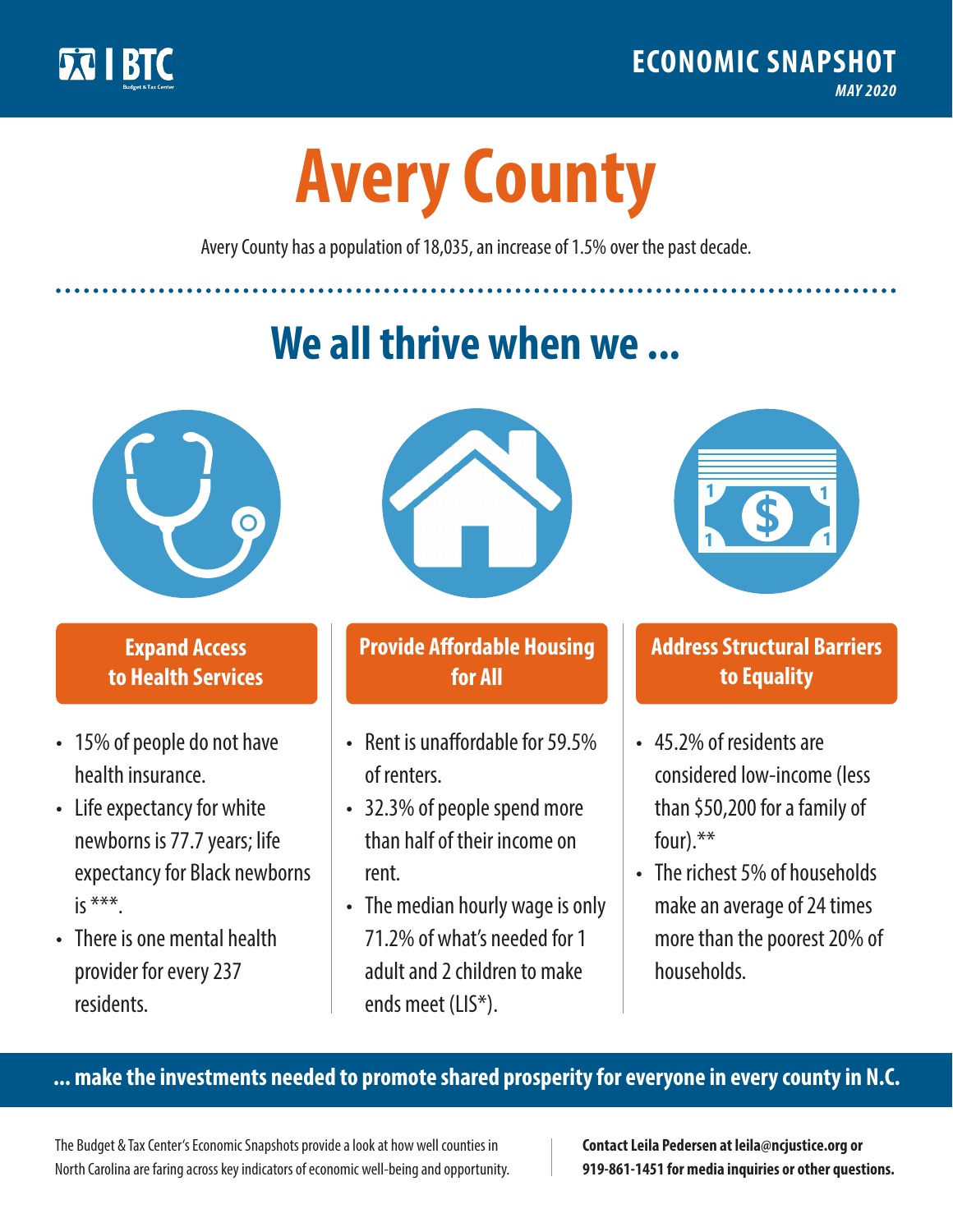ECONOMIC SNAPSHOT

*MAY 2020*

# Avery County

Avery County has a population of 18,035, an increase of 1.5% over the past decade.

## We all thrive when we ...

### Expand Access to Health Services

- 15% of people do not have health insurance.
- Life expectancy for white newborns is 77.7 years; life expectancy for Black newborns is ***.
- There is one mental health provider for every 237 residents.

### Provide Affordable Housing for All

- Rent is unaffordable for 59.5% of renters.
- 32.3% of people spend more than half of their income on rent.
- The median hourly wage is only 71.2% of what's needed for 1 adult and 2 children to make ends meet (LIS*).

### Address Structural Barriers to Equality

- 45.2% of residents are considered low-income (less than $50,200 for a family of four).**
- The richest 5% of households make an average of 24 times more than the poorest 20% of households.

**... make the investments needed to promote shared prosperity for everyone in every county in N.C.**

The Budget & Tax Center's Economic Snapshots provide a look at how well counties in North Carolina are faring across key indicators of economic well-being and opportunity.

**Contact Leila Pedersen at leila@ncjustice.org or 919-861-1451 for media inquiries or other questions.**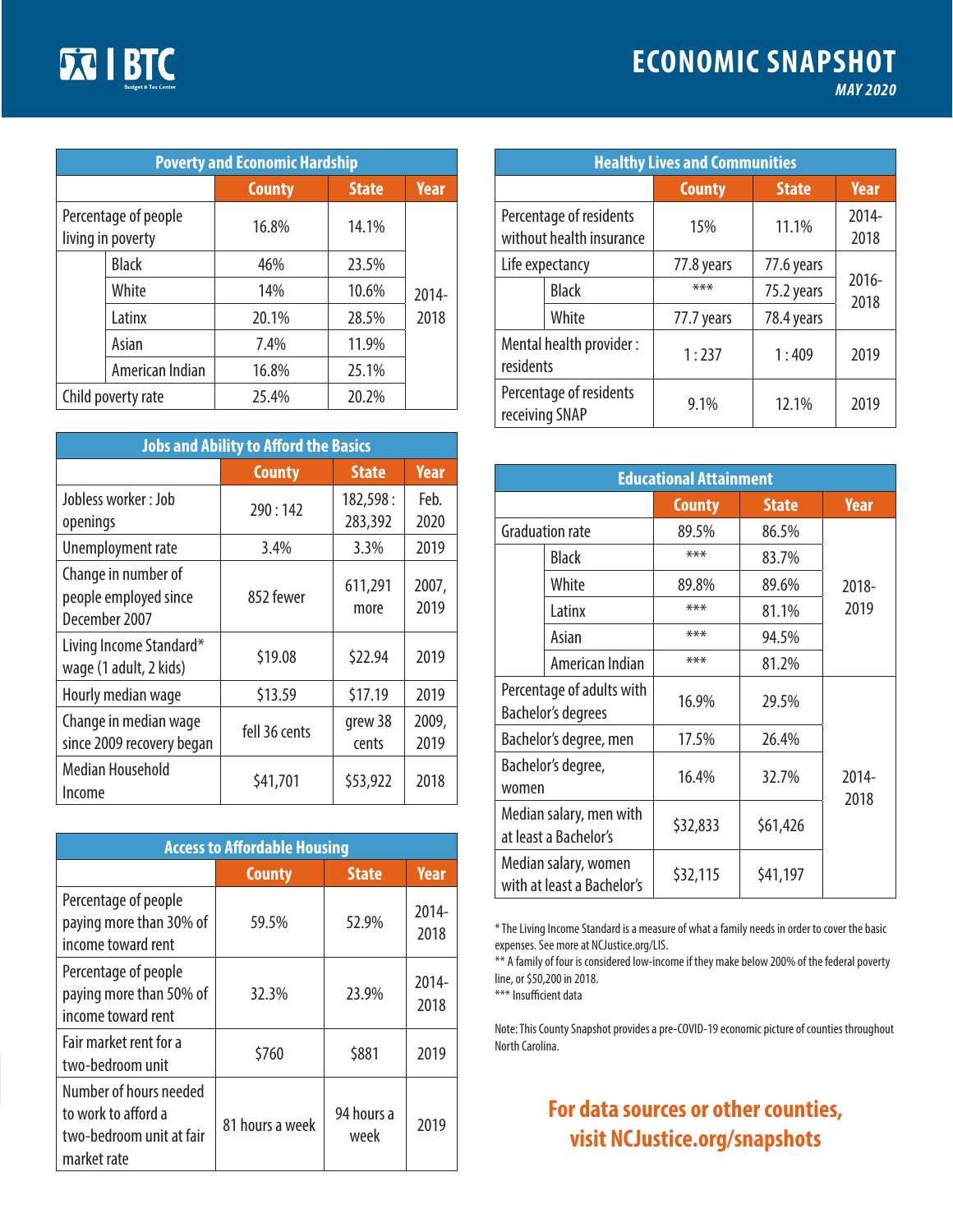BTC Budget & Tax Center

# ECONOMIC SNAPSHOT

*MAY 2020*

## Poverty and Economic Hardship

| | | County | State | Year |
|---|---|---|---|---|
| Percentage of people living in poverty | | 16.8% | 14.1% | 2014-2018 |
| | Black | 46% | 23.5% | |
| | White | 14% | 10.6% | |
| | Latinx | 20.1% | 28.5% | |
| | Asian | 7.4% | 11.9% | |
| | American Indian | 16.8% | 25.1% | |
| Child poverty rate | | 25.4% | 20.2% | |

## Jobs and Ability to Afford the Basics

| | County | State | Year |
|---|---|---|---|
| Jobless worker : Job openings | 290 : 142 | 182,598 : 283,392 | Feb. 2020 |
| Unemployment rate | 3.4% | 3.3% | 2019 |
| Change in number of people employed since December 2007 | 852 fewer | 611,291 more | 2007, 2019 |
| Living Income Standard* wage (1 adult, 2 kids) | $19.08 | $22.94 | 2019 |
| Hourly median wage | $13.59 | $17.19 | 2019 |
| Change in median wage since 2009 recovery began | fell 36 cents | grew 38 cents | 2009, 2019 |
| Median Household Income | $41,701 | $53,922 | 2018 |

## Access to Affordable Housing

| | County | State | Year |
|---|---|---|---|
| Percentage of people paying more than 30% of income toward rent | 59.5% | 52.9% | 2014-2018 |
| Percentage of people paying more than 50% of income toward rent | 32.3% | 23.9% | 2014-2018 |
| Fair market rent for a two-bedroom unit | $760 | $881 | 2019 |
| Number of hours needed to work to afford a two-bedroom unit at fair market rate | 81 hours a week | 94 hours a week | 2019 |

## Healthy Lives and Communities

| | | County | State | Year |
|---|---|---|---|---|
| Percentage of residents without health insurance | | 15% | 11.1% | 2014-2018 |
| Life expectancy | | 77.8 years | 77.6 years | 2016-2018 |
| | Black | *** | 75.2 years | |
| | White | 77.7 years | 78.4 years | |
| Mental health provider : residents | | 1 : 237 | 1 : 409 | 2019 |
| Percentage of residents receiving SNAP | | 9.1% | 12.1% | 2019 |

## Educational Attainment

| | | County | State | Year |
|---|---|---|---|---|
| Graduation rate | | 89.5% | 86.5% | 2018-2019 |
| | Black | *** | 83.7% | |
| | White | 89.8% | 89.6% | |
| | Latinx | *** | 81.1% | |
| | Asian | *** | 94.5% | |
| | American Indian | *** | 81.2% | |
| Percentage of adults with Bachelor's degrees | | 16.9% | 29.5% | 2014-2018 |
| Bachelor's degree, men | | 17.5% | 26.4% | |
| Bachelor's degree, women | | 16.4% | 32.7% | |
| Median salary, men with at least a Bachelor's | | $32,833 | $61,426 | |
| Median salary, women with at least a Bachelor's | | $32,115 | $41,197 | |

* The Living Income Standard is a measure of what a family needs in order to cover the basic expenses. See more at NCJustice.org/LIS.

** A family of four is considered low-income if they make below 200% of the federal poverty line, or $50,200 in 2018.

*** Insufficient data

Note: This County Snapshot provides a pre-COVID-19 economic picture of counties throughout North Carolina.

**For data sources or other counties, visit NCJustice.org/snapshots**